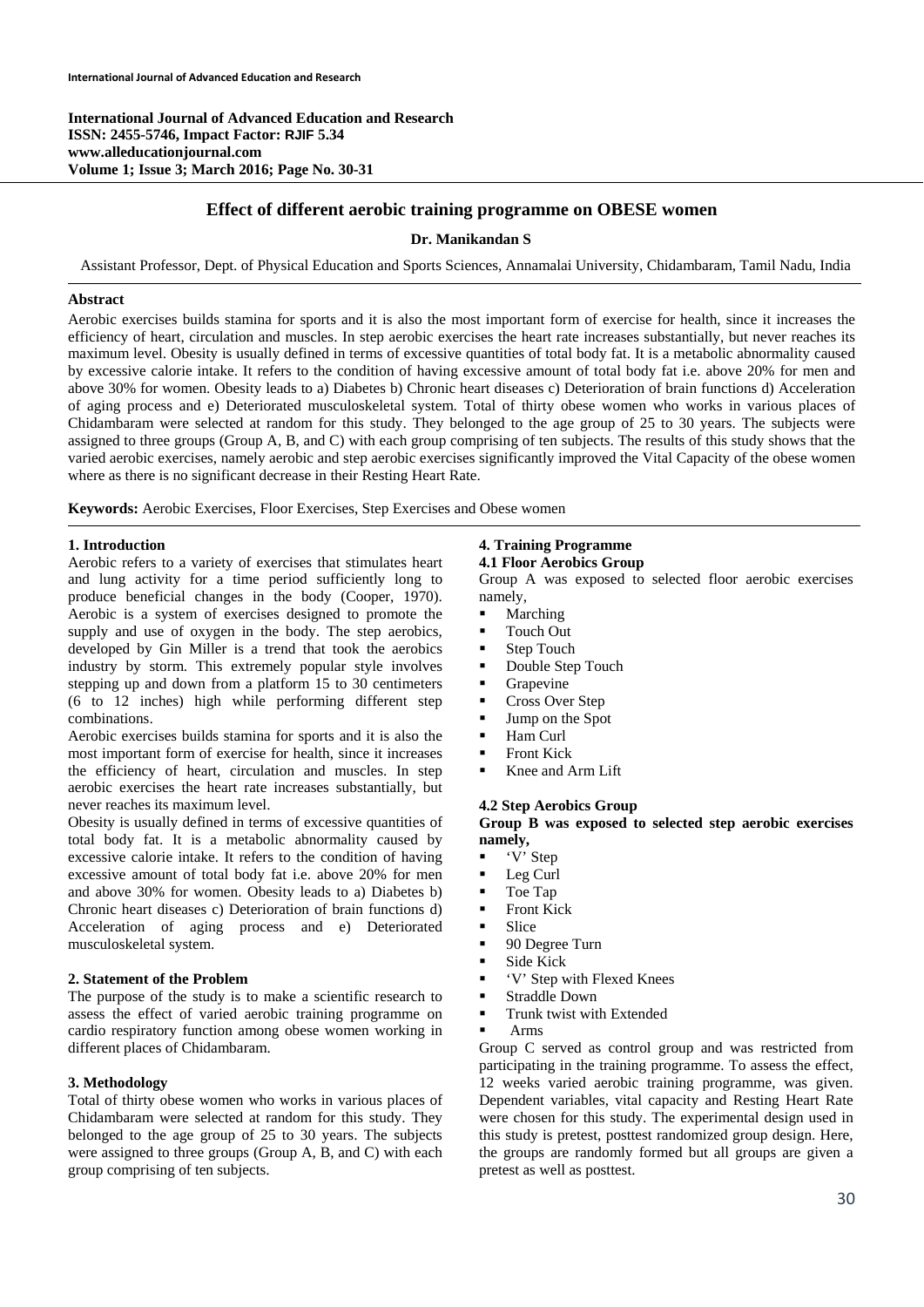**International Journal of Advanced Education and Research**
**ISSN: 2455-5746, Impact Factor: RJIF 5.34**
**www.alleducationjournal.com**
**Volume 1; Issue 3; March 2016; Page No. 30-31**

# Effect of different aerobic training programme on OBESE women

**Dr. Manikandan S**

Assistant Professor, Dept. of Physical Education and Sports Sciences, Annamalai University, Chidambaram, Tamil Nadu, India

**Abstract**

Aerobic exercises builds stamina for sports and it is also the most important form of exercise for health, since it increases the efficiency of heart, circulation and muscles. In step aerobic exercises the heart rate increases substantially, but never reaches its maximum level. Obesity is usually defined in terms of excessive quantities of total body fat. It is a metabolic abnormality caused by excessive calorie intake. It refers to the condition of having excessive amount of total body fat i.e. above 20% for men and above 30% for women. Obesity leads to a) Diabetes b) Chronic heart diseases c) Deterioration of brain functions d) Acceleration of aging process and e) Deteriorated musculoskeletal system. Total of thirty obese women who works in various places of Chidambaram were selected at random for this study. They belonged to the age group of 25 to 30 years. The subjects were assigned to three groups (Group A, B, and C) with each group comprising of ten subjects. The results of this study shows that the varied aerobic exercises, namely aerobic and step aerobic exercises significantly improved the Vital Capacity of the obese women where as there is no significant decrease in their Resting Heart Rate.

**Keywords:** Aerobic Exercises, Floor Exercises, Step Exercises and Obese women

## 1. Introduction

Aerobic refers to a variety of exercises that stimulates heart and lung activity for a time period sufficiently long to produce beneficial changes in the body (Cooper, 1970). Aerobic is a system of exercises designed to promote the supply and use of oxygen in the body. The step aerobics, developed by Gin Miller is a trend that took the aerobics industry by storm. This extremely popular style involves stepping up and down from a platform 15 to 30 centimeters (6 to 12 inches) high while performing different step combinations.

Aerobic exercises builds stamina for sports and it is also the most important form of exercise for health, since it increases the efficiency of heart, circulation and muscles. In step aerobic exercises the heart rate increases substantially, but never reaches its maximum level.

Obesity is usually defined in terms of excessive quantities of total body fat. It is a metabolic abnormality caused by excessive calorie intake. It refers to the condition of having excessive amount of total body fat i.e. above 20% for men and above 30% for women. Obesity leads to a) Diabetes b) Chronic heart diseases c) Deterioration of brain functions d) Acceleration of aging process and e) Deteriorated musculoskeletal system.

## 2. Statement of the Problem

The purpose of the study is to make a scientific research to assess the effect of varied aerobic training programme on cardio respiratory function among obese women working in different places of Chidambaram.

## 3. Methodology

Total of thirty obese women who works in various places of Chidambaram were selected at random for this study. They belonged to the age group of 25 to 30 years. The subjects were assigned to three groups (Group A, B, and C) with each group comprising of ten subjects.

## 4. Training Programme

### 4.1 Floor Aerobics Group

Group A was exposed to selected floor aerobic exercises namely,

- Marching
- Touch Out
- Step Touch
- Double Step Touch
- Grapevine
- Cross Over Step
- Jump on the Spot
- Ham Curl
- Front Kick
- Knee and Arm Lift

### 4.2 Step Aerobics Group

**Group B was exposed to selected step aerobic exercises namely,**

- 'V' Step
- Leg Curl
- Toe Tap
- Front Kick
- Slice
- 90 Degree Turn
- Side Kick
- 'V' Step with Flexed Knees
- Straddle Down
- Trunk twist with Extended
- Arms

Group C served as control group and was restricted from participating in the training programme. To assess the effect, 12 weeks varied aerobic training programme, was given. Dependent variables, vital capacity and Resting Heart Rate were chosen for this study. The experimental design used in this study is pretest, posttest randomized group design. Here, the groups are randomly formed but all groups are given a pretest as well as posttest.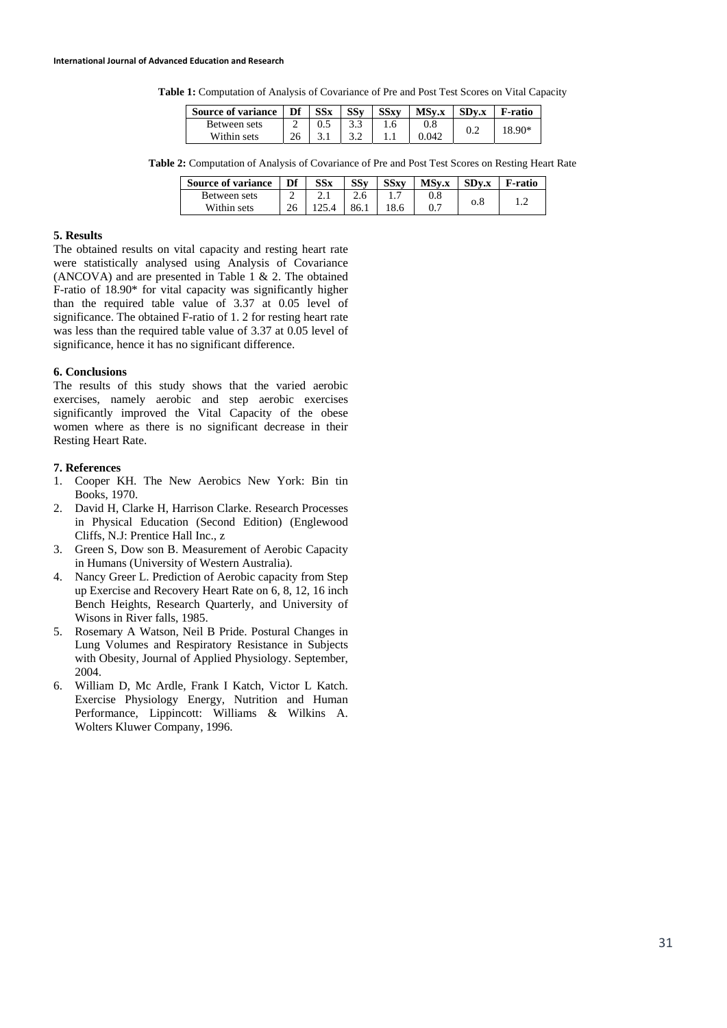**Table 1:** Computation of Analysis of Covariance of Pre and Post Test Scores on Vital Capacity

| Source of variance | Df | SSx | SSy | SSxy | MSy.x | SDy.x | F-ratio |
|---|---|---|---|---|---|---|---|
| Between sets | 2 | 0.5 | 3.3 | 1.6 | 0.8 | 0.2 | 18.90* |
| Within sets | 26 | 3.1 | 3.2 | 1.1 | 0.042 | | |

**Table 2:** Computation of Analysis of Covariance of Pre and Post Test Scores on Resting Heart Rate

| Source of variance | Df | SSx | SSy | SSxy | MSy.x | SDy.x | F-ratio |
|---|---|---|---|---|---|---|---|
| Between sets | 2 | 2.1 | 2.6 | 1.7 | 0.8 | o.8 | 1.2 |
| Within sets | 26 | 125.4 | 86.1 | 18.6 | 0.7 | | |

## 5. Results

The obtained results on vital capacity and resting heart rate were statistically analysed using Analysis of Covariance (ANCOVA) and are presented in Table 1 & 2. The obtained F-ratio of 18.90* for vital capacity was significantly higher than the required table value of 3.37 at 0.05 level of significance. The obtained F-ratio of 1. 2 for resting heart rate was less than the required table value of 3.37 at 0.05 level of significance, hence it has no significant difference.

## 6. Conclusions

The results of this study shows that the varied aerobic exercises, namely aerobic and step aerobic exercises significantly improved the Vital Capacity of the obese women where as there is no significant decrease in their Resting Heart Rate.

## 7. References

1. Cooper KH. The New Aerobics New York: Bin tin Books, 1970.
2. David H, Clarke H, Harrison Clarke. Research Processes in Physical Education (Second Edition) (Englewood Cliffs, N.J: Prentice Hall Inc., z
3. Green S, Dow son B. Measurement of Aerobic Capacity in Humans (University of Western Australia).
4. Nancy Greer L. Prediction of Aerobic capacity from Step up Exercise and Recovery Heart Rate on 6, 8, 12, 16 inch Bench Heights, Research Quarterly, and University of Wisons in River falls, 1985.
5. Rosemary A Watson, Neil B Pride. Postural Changes in Lung Volumes and Respiratory Resistance in Subjects with Obesity, Journal of Applied Physiology. September, 2004.
6. William D, Mc Ardle, Frank I Katch, Victor L Katch. Exercise Physiology Energy, Nutrition and Human Performance, Lippincott: Williams & Wilkins A. Wolters Kluwer Company, 1996.